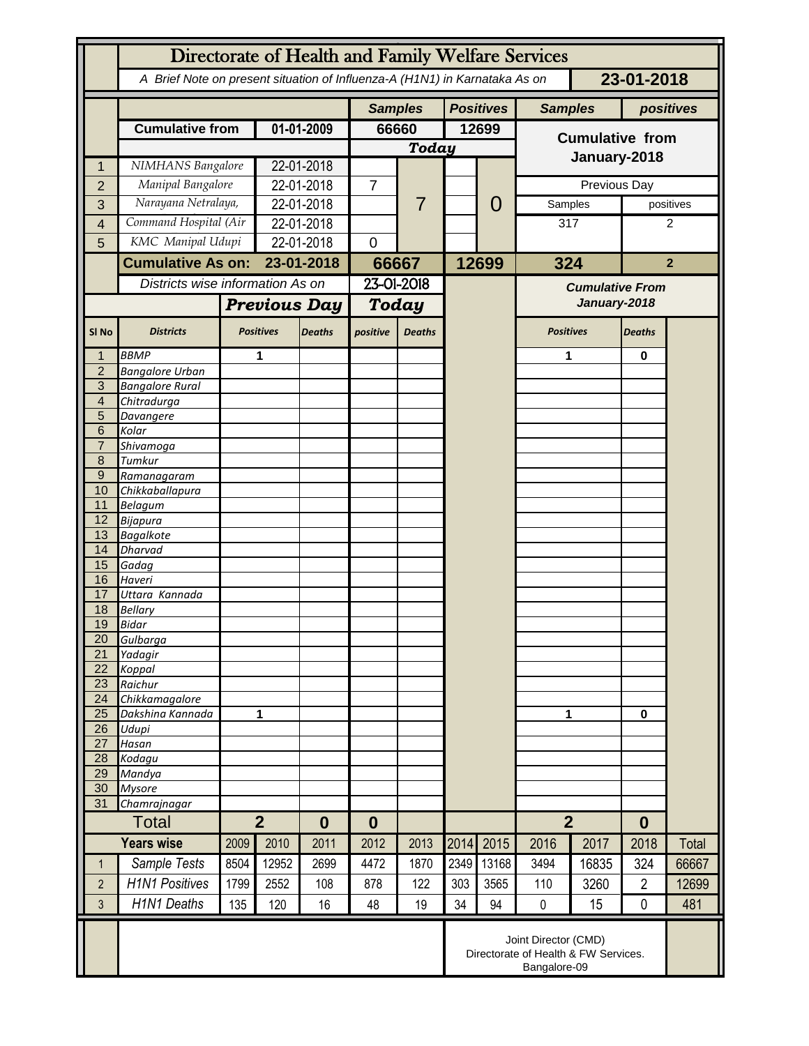# Directorate of Health and Family Welfare Services

*A Brief Note on present situation of Influenza-A (H1N1) in Karnataka As on* **23-01-2018**

| | | | Samples | | Positives | | Samples | positives |
|---|---|---|---|---|---|---|---|---|
| | **Cumulative from** | **01-01-2009** | **66660** | | **12699** | | **Cumulative from January-2018** | |
| | | | ***Today*** | | | | | |
| 1 | *NIMHANS Bangalore* | 22-01-2018 | | 7 | | 0 | | |
| 2 | *Manipal Bangalore* | 22-01-2018 | 7 | | | | Previous Day | |
| 3 | *Narayana Netralaya,* | 22-01-2018 | | | | | Samples | positives |
| 4 | *Command Hospital (Air* | 22-01-2018 | | | | | 317 | 2 |
| 5 | *KMC Manipal Udupi* | 22-01-2018 | 0 | | | | | |
| | **Cumulative As on:** | **23-01-2018** | **66667** | | **12699** | | **324** | **2** |

*Districts wise information As on* 23-01-2018

| Sl No | Districts | Positives (Previous Day) | Deaths (Previous Day) | positive (Today) | Deaths (Today) | Positives (Cumulative From January-2018) | Deaths (Cumulative From January-2018) |
|---|---|---|---|---|---|---|---|
| 1 | *BBMP* | 1 | | | | 1 | 0 |
| 2 | *Bangalore Urban* | | | | | | |
| 3 | *Bangalore Rural* | | | | | | |
| 4 | *Chitradurga* | | | | | | |
| 5 | *Davangere* | | | | | | |
| 6 | *Kolar* | | | | | | |
| 7 | *Shivamoga* | | | | | | |
| 8 | *Tumkur* | | | | | | |
| 9 | *Ramanagaram* | | | | | | |
| 10 | *Chikkaballapura* | | | | | | |
| 11 | *Belagum* | | | | | | |
| 12 | *Bijapura* | | | | | | |
| 13 | *Bagalkote* | | | | | | |
| 14 | *Dharvad* | | | | | | |
| 15 | *Gadag* | | | | | | |
| 16 | *Haveri* | | | | | | |
| 17 | *Uttara Kannada* | | | | | | |
| 18 | *Bellary* | | | | | | |
| 19 | *Bidar* | | | | | | |
| 20 | *Gulbarga* | | | | | | |
| 21 | *Yadagir* | | | | | | |
| 22 | *Koppal* | | | | | | |
| 23 | *Raichur* | | | | | | |
| 24 | *Chikkamagalore* | | | | | | |
| 25 | *Dakshina Kannada* | 1 | | | | 1 | 0 |
| 26 | *Udupi* | | | | | | |
| 27 | *Hasan* | | | | | | |
| 28 | *Kodagu* | | | | | | |
| 29 | *Mandya* | | | | | | |
| 30 | *Mysore* | | | | | | |
| 31 | *Chamrajnagar* | | | | | | |
| | **Total** | **2** | **0** | **0** | | **2** | **0** |

| | Years wise | 2009 | 2010 | 2011 | 2012 | 2013 | 2014 | 2015 | 2016 | 2017 | 2018 | Total |
|---|---|---|---|---|---|---|---|---|---|---|---|---|
| 1 | *Sample Tests* | 8504 | 12952 | 2699 | 4472 | 1870 | 2349 | 13168 | 3494 | 16835 | 324 | 66667 |
| 2 | *H1N1 Positives* | 1799 | 2552 | 108 | 878 | 122 | 303 | 3565 | 110 | 3260 | 2 | 12699 |
| 3 | *H1N1 Deaths* | 135 | 120 | 16 | 48 | 19 | 34 | 94 | 0 | 15 | 0 | 481 |

Joint Director (CMD)
Directorate of Health & FW Services.
Bangalore-09